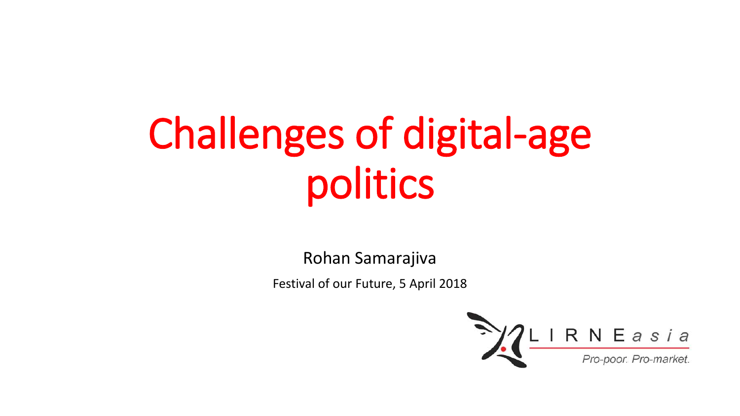# Challenges of digital-age politics

Rohan Samarajiva

Festival of our Future, 5 April 2018

LIRNEasia

*Pro-poor. Pro-market.*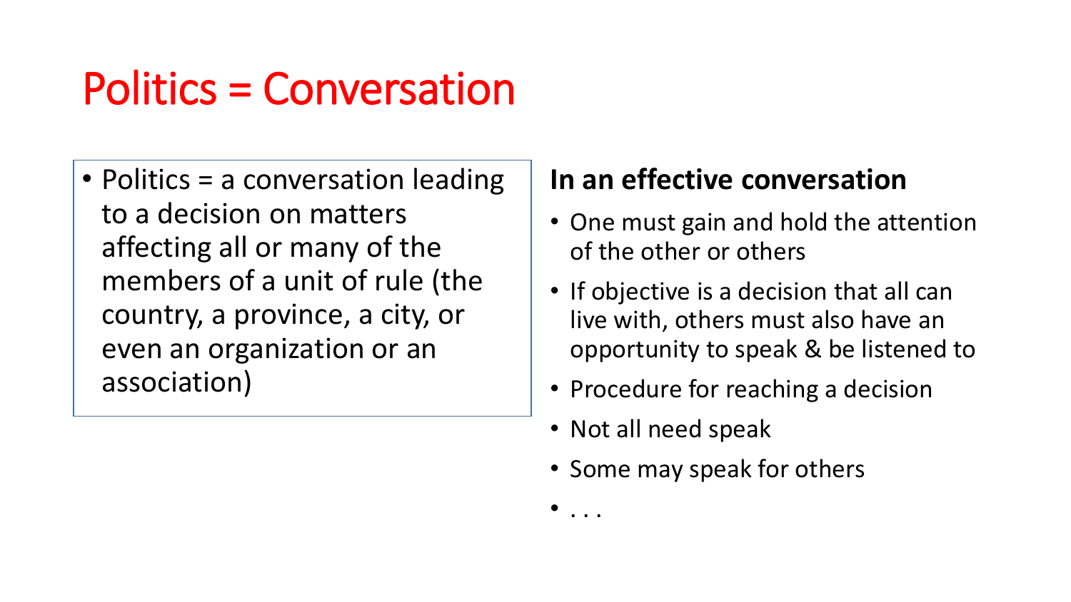# Politics = Conversation

- Politics = a conversation leading to a decision on matters affecting all or many of the members of a unit of rule (the country, a province, a city, or even an organization or an association)

**In an effective conversation**

- One must gain and hold the attention of the other or others
- If objective is a decision that all can live with, others must also have an opportunity to speak & be listened to
- Procedure for reaching a decision
- Not all need speak
- Some may speak for others
- . . .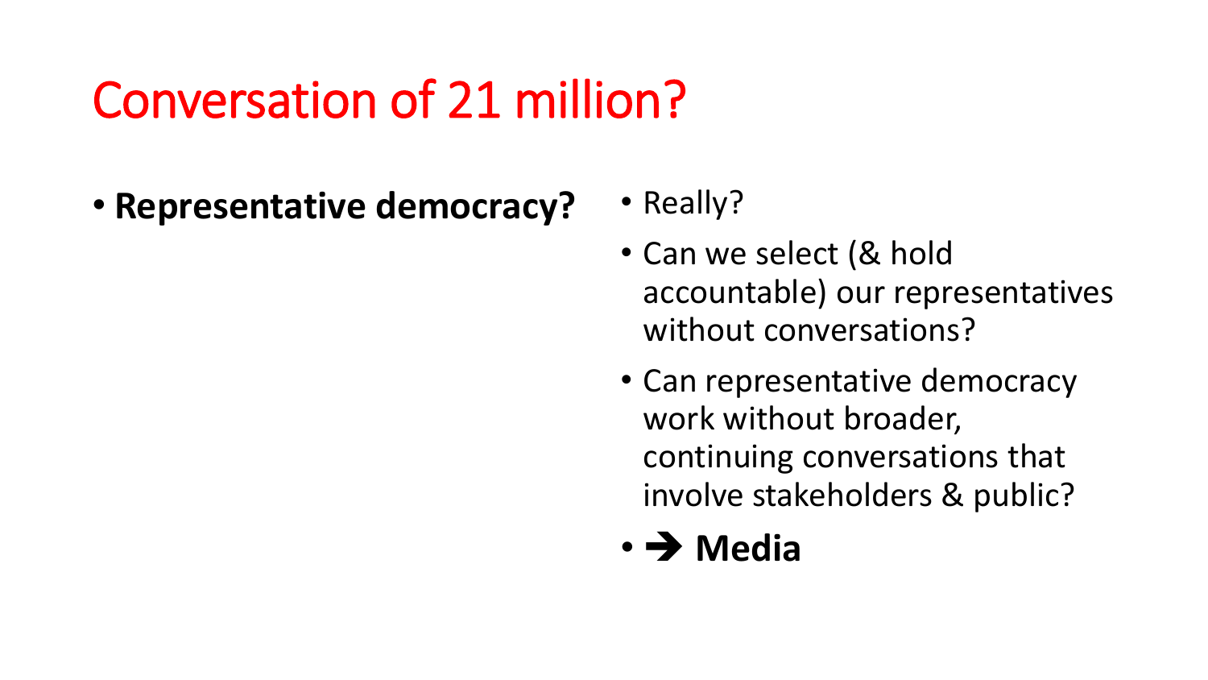# Conversation of 21 million?

- **Representative democracy?**

- Really?
- Can we select (& hold accountable) our representatives without conversations?
- Can representative democracy work without broader, continuing conversations that involve stakeholders & public?
- ➔ **Media**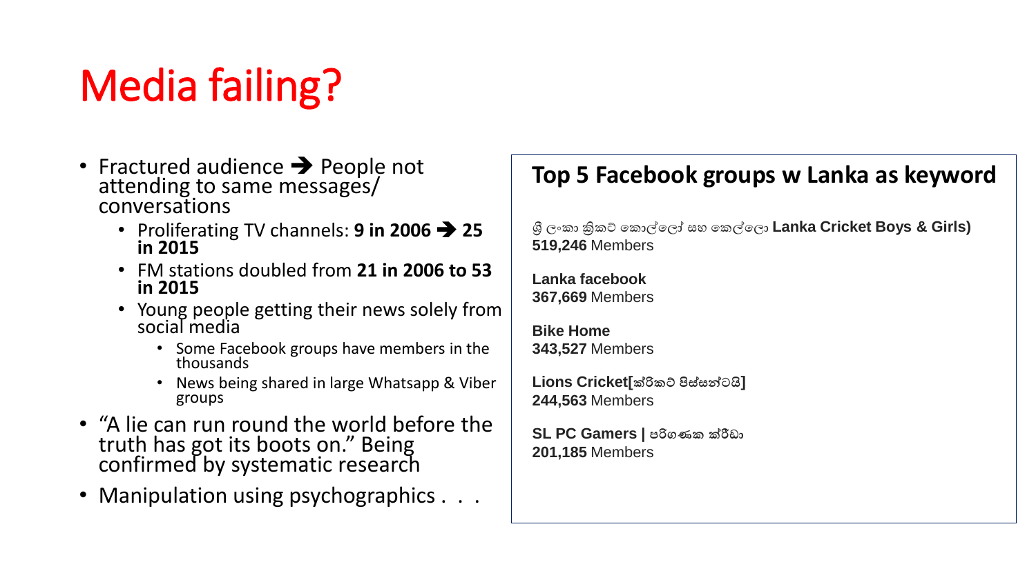# Media failing?

- Fractured audience ➔ People not attending to same messages/ conversations
  - Proliferating TV channels: **9 in 2006 ➔ 25 in 2015**
  - FM stations doubled from **21 in 2006 to 53 in 2015**
  - Young people getting their news solely from social media
    - Some Facebook groups have members in the thousands
    - News being shared in large Whatsapp & Viber groups
- "A lie can run round the world before the truth has got its boots on." Being confirmed by systematic research
- Manipulation using psychographics . . .

## Top 5 Facebook groups w Lanka as keyword

ශ්‍රී ලංකා ක්‍රිකට් කොල්ලෝ සහ කෙල්ලො **Lanka Cricket Boys & Girls)**
**519,246** Members

**Lanka facebook**
**367,669** Members

**Bike Home**
**343,527** Members

**Lions Cricket[ක්රිකට් පිස්සන්ටයි]**
**244,563** Members

**SL PC Gamers | පරිගණක ක්රීඩා**
**201,185** Members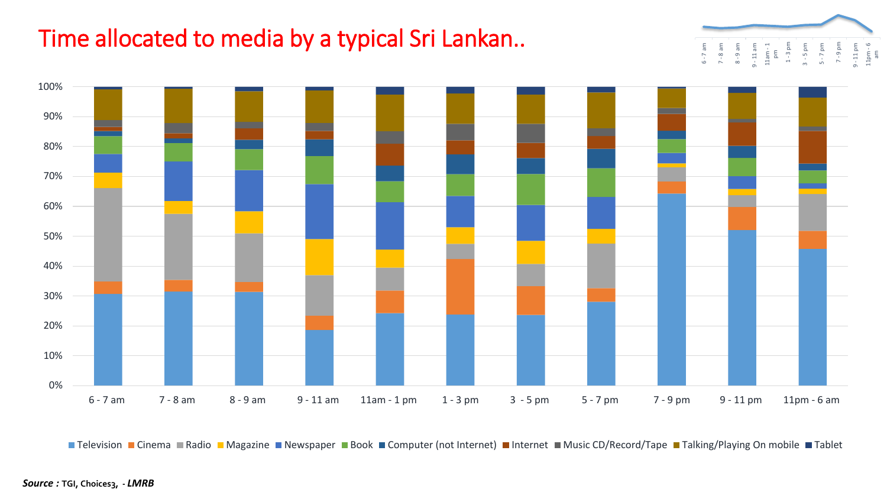# Time allocated to media by a typical Sri Lankan..

*Source :* TGI, Choices3, - *LMRB*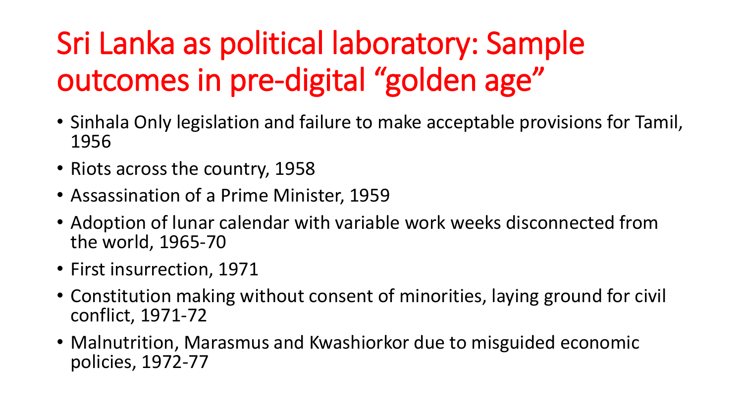# Sri Lanka as political laboratory: Sample outcomes in pre-digital "golden age"

- Sinhala Only legislation and failure to make acceptable provisions for Tamil, 1956
- Riots across the country, 1958
- Assassination of a Prime Minister, 1959
- Adoption of lunar calendar with variable work weeks disconnected from the world, 1965-70
- First insurrection, 1971
- Constitution making without consent of minorities, laying ground for civil conflict, 1971-72
- Malnutrition, Marasmus and Kwashiorkor due to misguided economic policies, 1972-77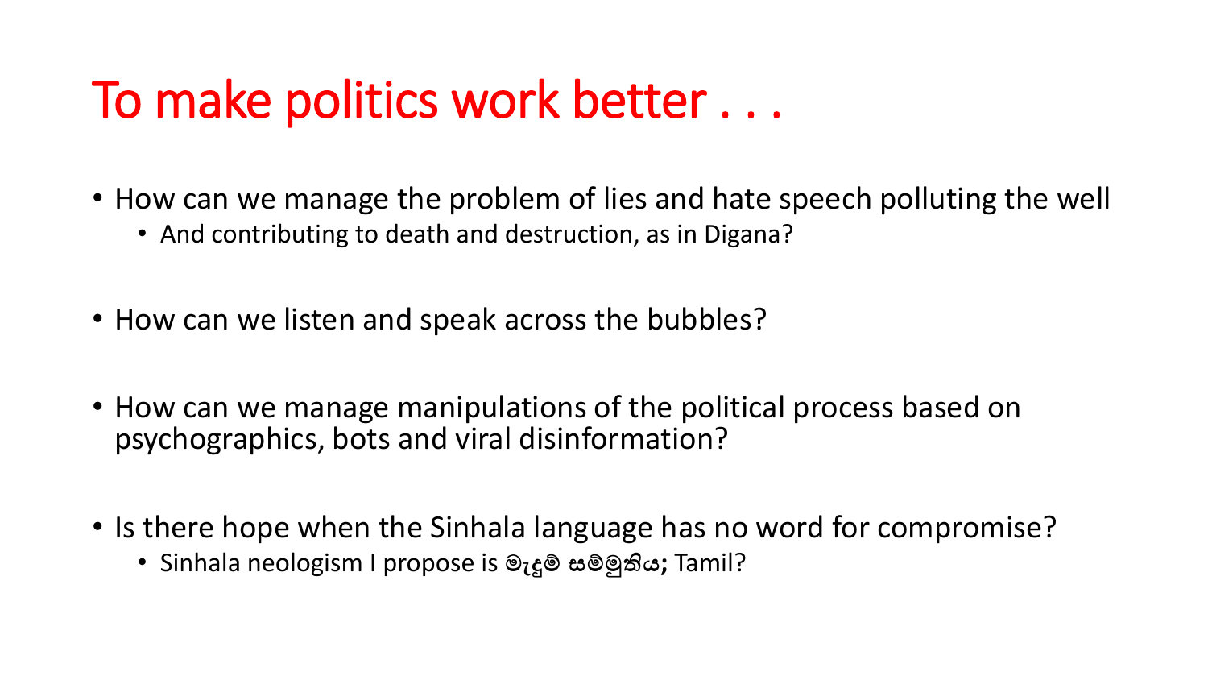# To make politics work better . . .

- How can we manage the problem of lies and hate speech polluting the well
  - And contributing to death and destruction, as in Digana?
- How can we listen and speak across the bubbles?
- How can we manage manipulations of the political process based on psychographics, bots and viral disinformation?
- Is there hope when the Sinhala language has no word for compromise?
  - Sinhala neologism I propose is **මැදුම් සම්මුතිය;** Tamil?